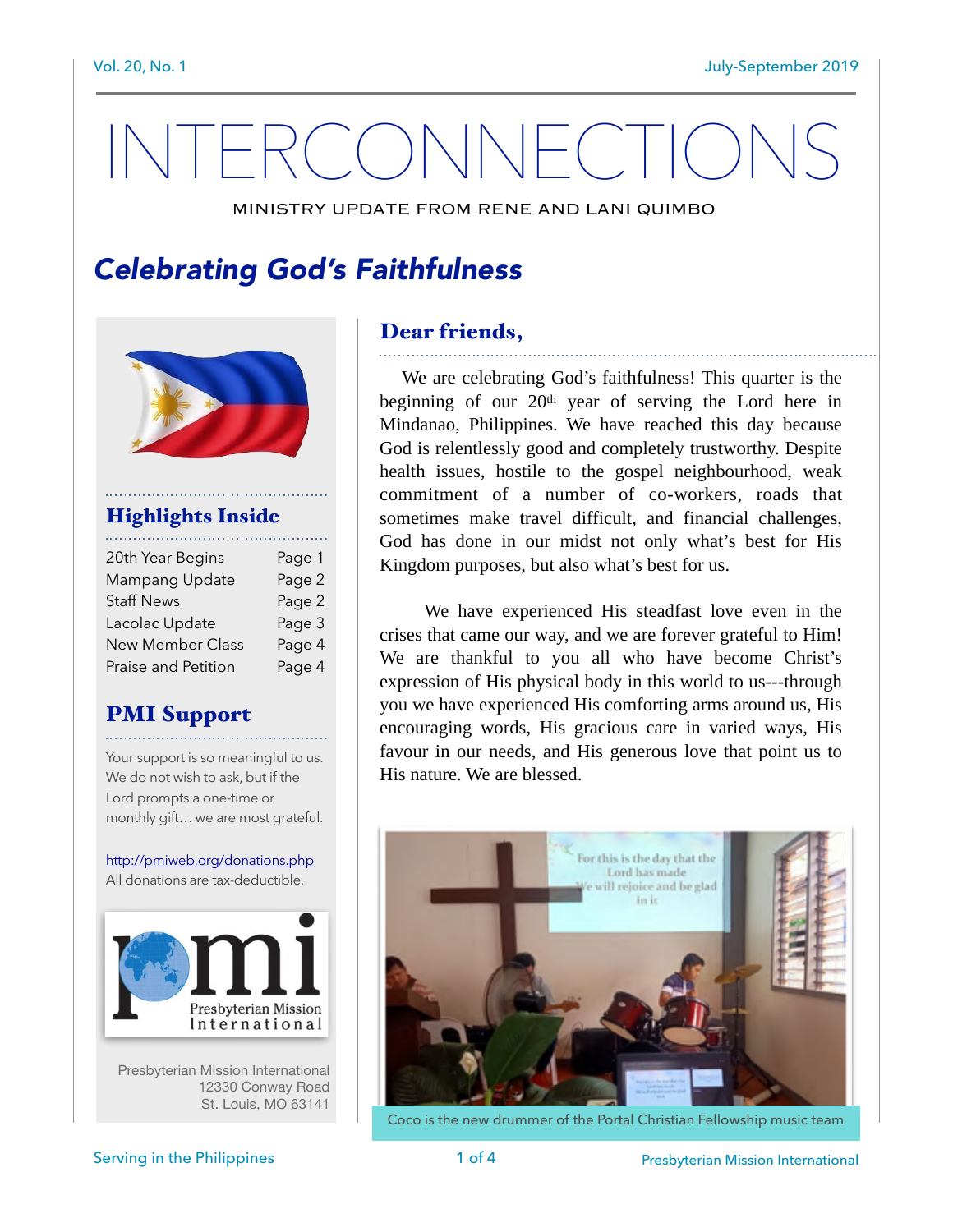# INTERCONNECTIONS

MINISTRY UPDATE FROM RENE AND LANI QUIMBO

## *Celebrating God's Faithfulness*

### Highlights Inside

| | |
|---|---|
| 20th Year Begins | Page 1 |
| Mampang Update | Page 2 |
| Staff News | Page 2 |
| Lacolac Update | Page 3 |
| New Member Class | Page 4 |
| Praise and Petition | Page 4 |

### PMI Support

Your support is so meaningful to us. We do not wish to ask, but if the Lord prompts a one-time or monthly gift… we are most grateful.

http://pmiweb.org/donations.php
All donations are tax-deductible.

Presbyterian Mission International
12330 Conway Road
St. Louis, MO 63141

### Dear friends,

We are celebrating God's faithfulness! This quarter is the beginning of our 20th year of serving the Lord here in Mindanao, Philippines. We have reached this day because God is relentlessly good and completely trustworthy. Despite health issues, hostile to the gospel neighbourhood, weak commitment of a number of co-workers, roads that sometimes make travel difficult, and financial challenges, God has done in our midst not only what's best for His Kingdom purposes, but also what's best for us.

We have experienced His steadfast love even in the crises that came our way, and we are forever grateful to Him! We are thankful to you all who have become Christ's expression of His physical body in this world to us---through you we have experienced His comforting arms around us, His encouraging words, His gracious care in varied ways, His favour in our needs, and His generous love that point us to His nature. We are blessed.

Coco is the new drummer of the Portal Christian Fellowship music team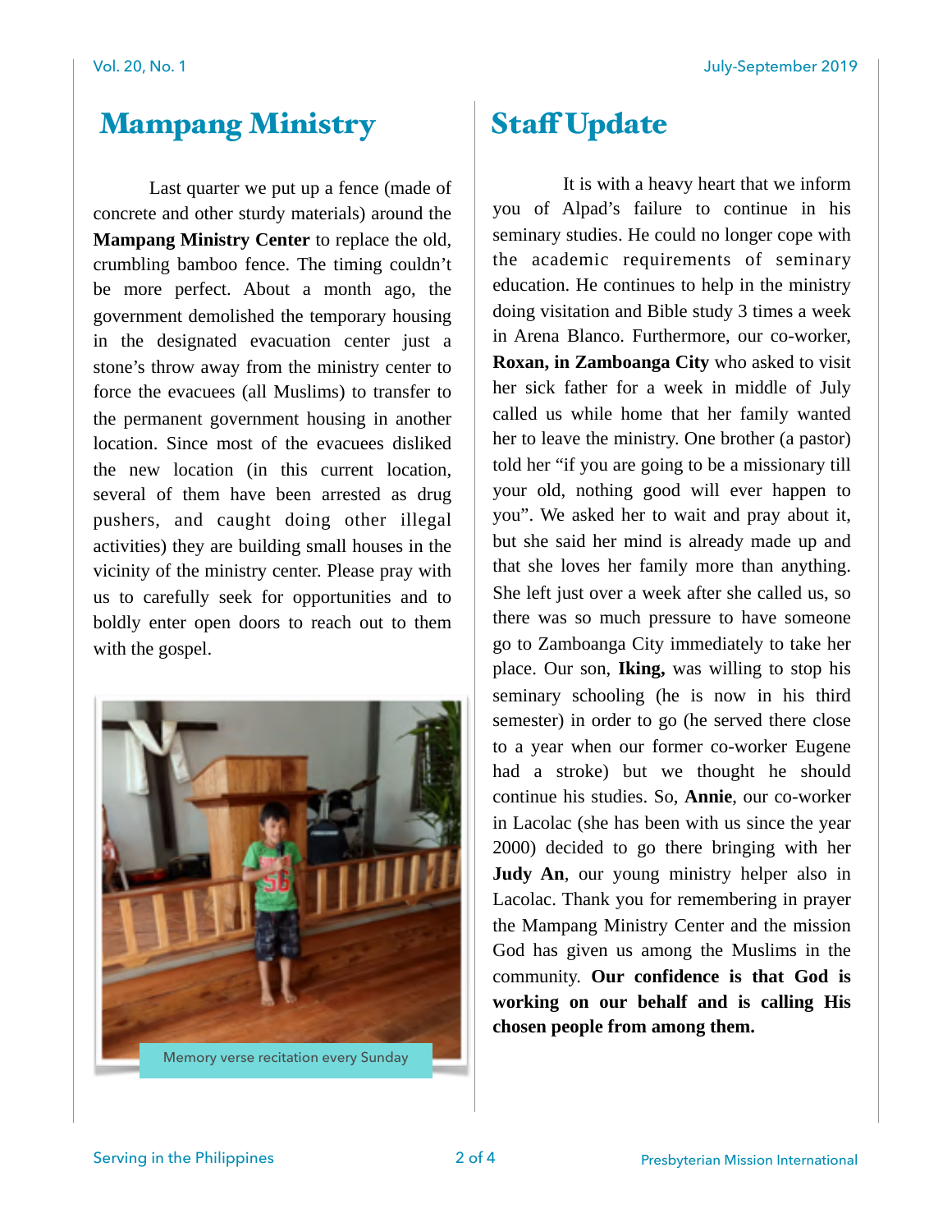# Mampang Ministry

Last quarter we put up a fence (made of concrete and other sturdy materials) around the **Mampang Ministry Center** to replace the old, crumbling bamboo fence. The timing couldn't be more perfect. About a month ago, the government demolished the temporary housing in the designated evacuation center just a stone's throw away from the ministry center to force the evacuees (all Muslims) to transfer to the permanent government housing in another location. Since most of the evacuees disliked the new location (in this current location, several of them have been arrested as drug pushers, and caught doing other illegal activities) they are building small houses in the vicinity of the ministry center. Please pray with us to carefully seek for opportunities and to boldly enter open doors to reach out to them with the gospel.

Memory verse recitation every Sunday

# Staff Update

It is with a heavy heart that we inform you of Alpad's failure to continue in his seminary studies. He could no longer cope with the academic requirements of seminary education. He continues to help in the ministry doing visitation and Bible study 3 times a week in Arena Blanco. Furthermore, our co-worker, **Roxan, in Zamboanga City** who asked to visit her sick father for a week in middle of July called us while home that her family wanted her to leave the ministry. One brother (a pastor) told her "if you are going to be a missionary till your old, nothing good will ever happen to you". We asked her to wait and pray about it, but she said her mind is already made up and that she loves her family more than anything. She left just over a week after she called us, so there was so much pressure to have someone go to Zamboanga City immediately to take her place. Our son, **Iking,** was willing to stop his seminary schooling (he is now in his third semester) in order to go (he served there close to a year when our former co-worker Eugene had a stroke) but we thought he should continue his studies. So, **Annie**, our co-worker in Lacolac (she has been with us since the year 2000) decided to go there bringing with her **Judy An**, our young ministry helper also in Lacolac. Thank you for remembering in prayer the Mampang Ministry Center and the mission God has given us among the Muslims in the community. **Our confidence is that God is working on our behalf and is calling His chosen people from among them.**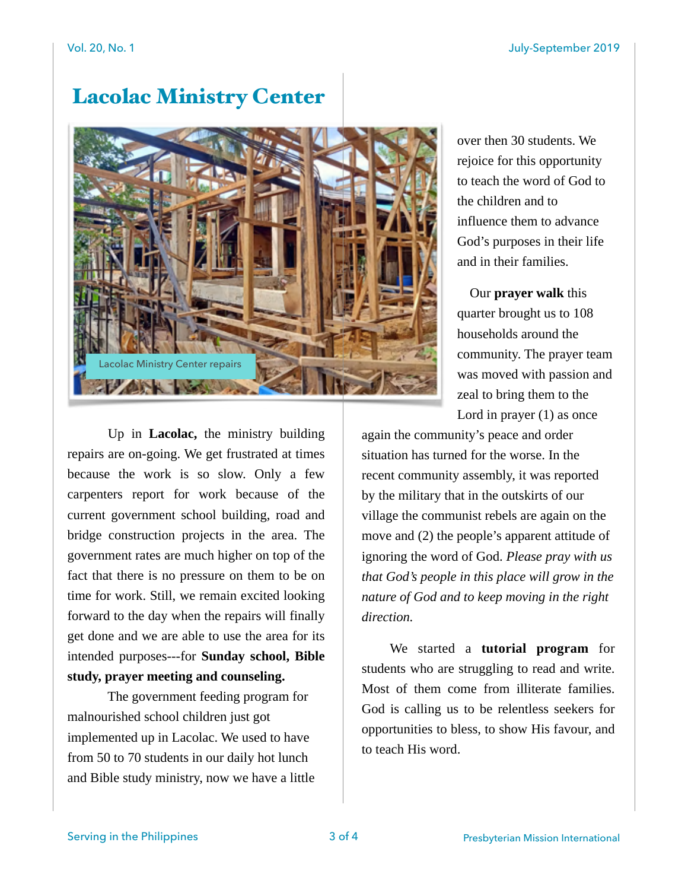# Lacolac Ministry Center

Lacolac Ministry Center repairs

Up in **Lacolac,** the ministry building repairs are on-going. We get frustrated at times because the work is so slow. Only a few carpenters report for work because of the current government school building, road and bridge construction projects in the area. The government rates are much higher on top of the fact that there is no pressure on them to be on time for work. Still, we remain excited looking forward to the day when the repairs will finally get done and we are able to use the area for its intended purposes---for **Sunday school, Bible study, prayer meeting and counseling.**

The government feeding program for malnourished school children just got implemented up in Lacolac. We used to have from 50 to 70 students in our daily hot lunch and Bible study ministry, now we have a little over then 30 students. We rejoice for this opportunity to teach the word of God to the children and to influence them to advance God's purposes in their life and in their families.

Our **prayer walk** this quarter brought us to 108 households around the community. The prayer team was moved with passion and zeal to bring them to the Lord in prayer (1) as once again the community's peace and order situation has turned for the worse. In the recent community assembly, it was reported by the military that in the outskirts of our village the communist rebels are again on the move and (2) the people's apparent attitude of ignoring the word of God. *Please pray with us that God's people in this place will grow in the nature of God and to keep moving in the right direction.*

We started a **tutorial program** for students who are struggling to read and write. Most of them come from illiterate families. God is calling us to be relentless seekers for opportunities to bless, to show His favour, and to teach His word.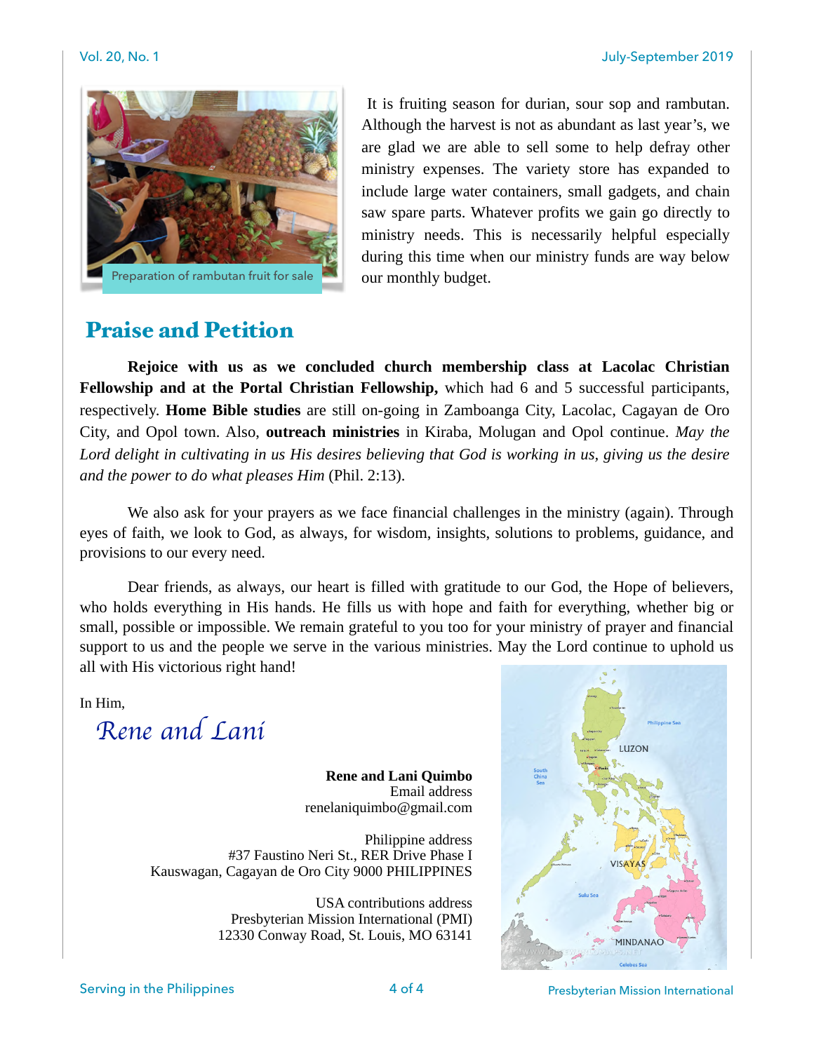Preparation of rambutan fruit for sale

It is fruiting season for durian, sour sop and rambutan. Although the harvest is not as abundant as last year's, we are glad we are able to sell some to help defray other ministry expenses. The variety store has expanded to include large water containers, small gadgets, and chain saw spare parts. Whatever profits we gain go directly to ministry needs. This is necessarily helpful especially during this time when our ministry funds are way below our monthly budget.

## Praise and Petition

**Rejoice with us as we concluded church membership class at Lacolac Christian Fellowship and at the Portal Christian Fellowship,** which had 6 and 5 successful participants, respectively. **Home Bible studies** are still on-going in Zamboanga City, Lacolac, Cagayan de Oro City, and Opol town. Also, **outreach ministries** in Kiraba, Molugan and Opol continue. *May the Lord delight in cultivating in us His desires believing that God is working in us, giving us the desire and the power to do what pleases Him* (Phil. 2:13).

We also ask for your prayers as we face financial challenges in the ministry (again). Through eyes of faith, we look to God, as always, for wisdom, insights, solutions to problems, guidance, and provisions to our every need.

Dear friends, as always, our heart is filled with gratitude to our God, the Hope of believers, who holds everything in His hands. He fills us with hope and faith for everything, whether big or small, possible or impossible. We remain grateful to you too for your ministry of prayer and financial support to us and the people we serve in the various ministries. May the Lord continue to uphold us all with His victorious right hand!

In Him,

*Rene and Lani*

**Rene and Lani Quimbo**
Email address
renelaniquimbo@gmail.com

Philippine address
#37 Faustino Neri St., RER Drive Phase I
Kauswagan, Cagayan de Oro City 9000 PHILIPPINES

USA contributions address
Presbyterian Mission International (PMI)
12330 Conway Road, St. Louis, MO 63141

LUZON
VISAYAS
MINDANAO
South China Sea
Philippine Sea
Sulu Sea
Celebes Sea